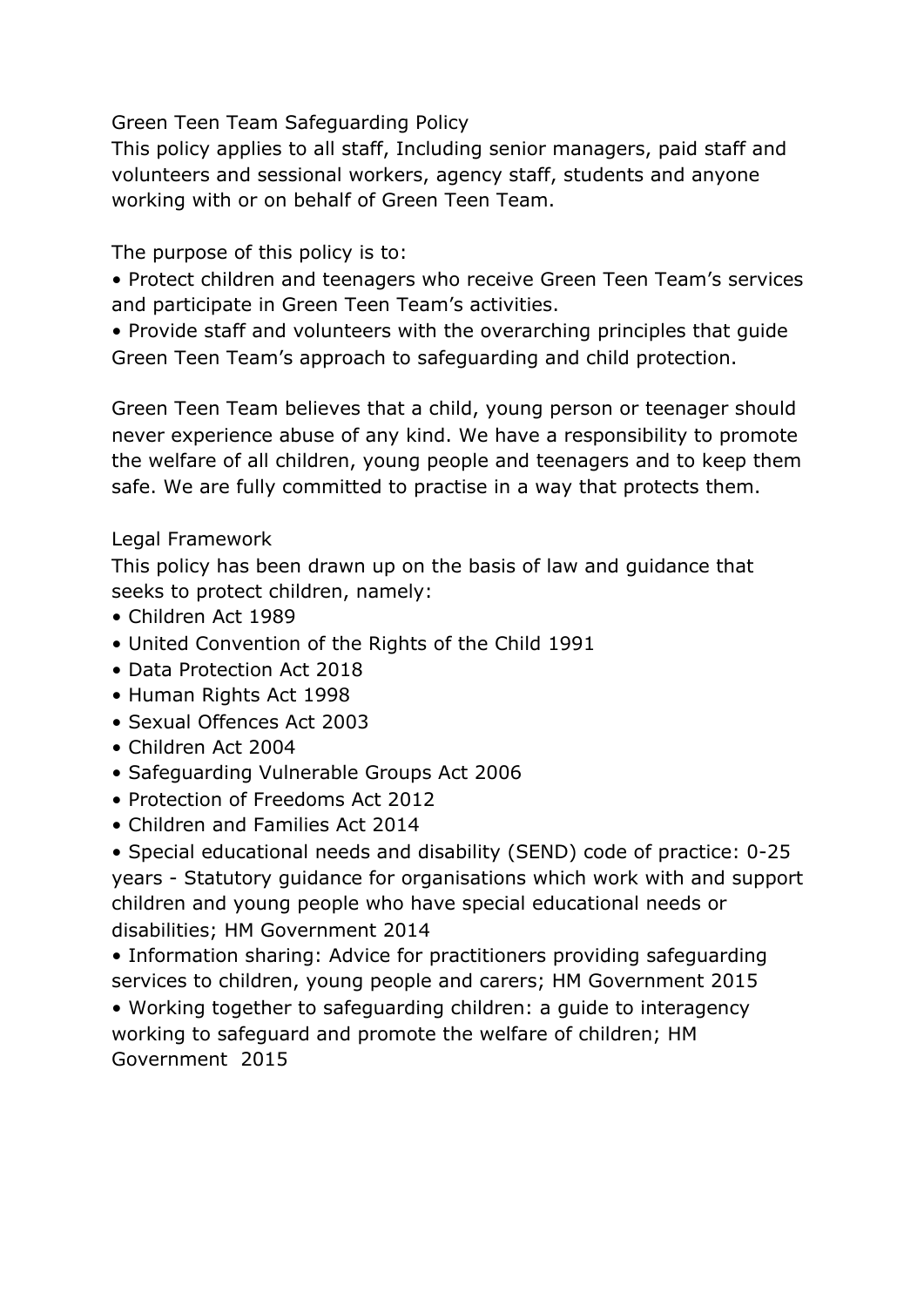# Green Teen Team Safeguarding Policy

This policy applies to all staff, Including senior managers, paid staff and volunteers and sessional workers, agency staff, students and anyone working with or on behalf of Green Teen Team.

The purpose of this policy is to:

- Protect children and teenagers who receive Green Teen Team's services and participate in Green Teen Team's activities.
- Provide staff and volunteers with the overarching principles that guide Green Teen Team's approach to safeguarding and child protection.

Green Teen Team believes that a child, young person or teenager should never experience abuse of any kind. We have a responsibility to promote the welfare of all children, young people and teenagers and to keep them safe. We are fully committed to practise in a way that protects them.

## Legal Framework

This policy has been drawn up on the basis of law and guidance that seeks to protect children, namely:

- Children Act 1989
- United Convention of the Rights of the Child 1991
- Data Protection Act 2018
- Human Rights Act 1998
- Sexual Offences Act 2003
- Children Act 2004
- Safeguarding Vulnerable Groups Act 2006
- Protection of Freedoms Act 2012
- Children and Families Act 2014
- Special educational needs and disability (SEND) code of practice: 0-25 years - Statutory guidance for organisations which work with and support children and young people who have special educational needs or disabilities; HM Government 2014
- Information sharing: Advice for practitioners providing safeguarding services to children, young people and carers; HM Government 2015
- Working together to safeguarding children: a guide to interagency working to safeguard and promote the welfare of children; HM Government 2015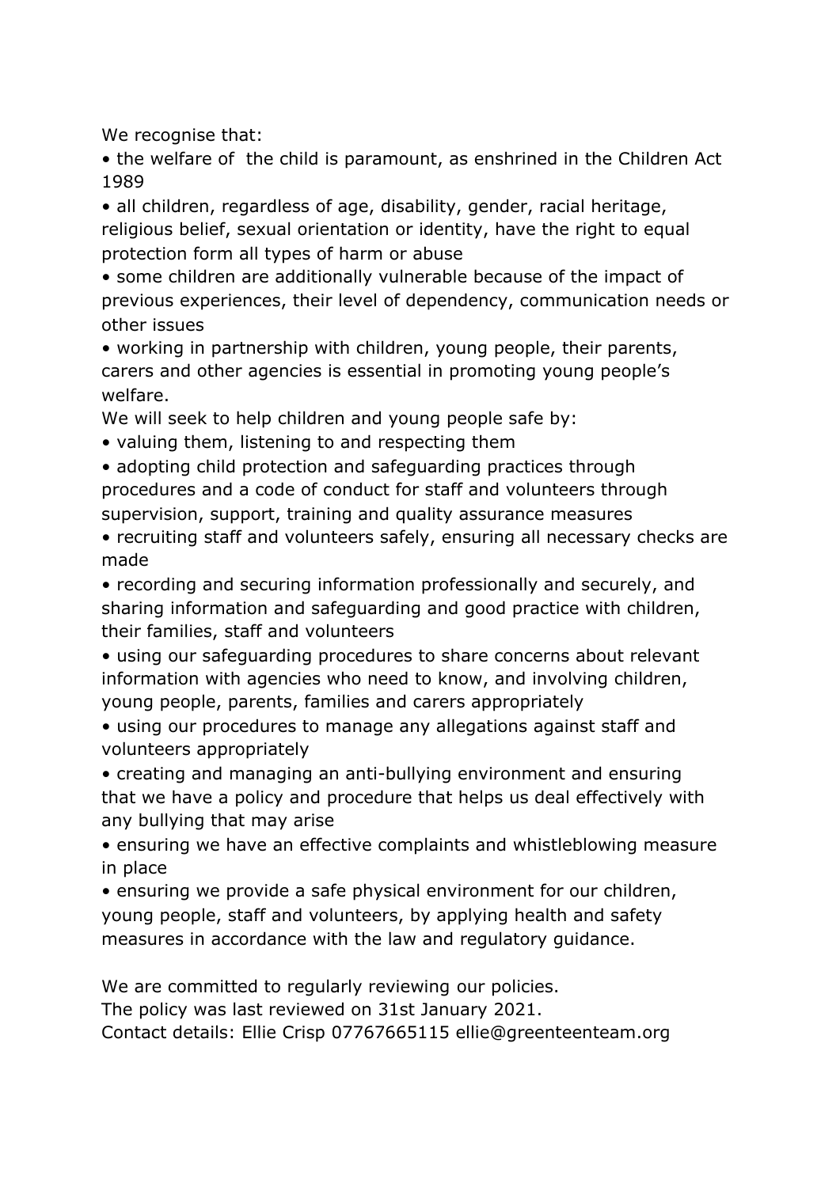We recognise that:

- the welfare of the child is paramount, as enshrined in the Children Act 1989
- all children, regardless of age, disability, gender, racial heritage, religious belief, sexual orientation or identity, have the right to equal protection form all types of harm or abuse
- some children are additionally vulnerable because of the impact of previous experiences, their level of dependency, communication needs or other issues
- working in partnership with children, young people, their parents, carers and other agencies is essential in promoting young people's welfare.

We will seek to help children and young people safe by:

- valuing them, listening to and respecting them
- adopting child protection and safeguarding practices through procedures and a code of conduct for staff and volunteers through supervision, support, training and quality assurance measures
- recruiting staff and volunteers safely, ensuring all necessary checks are made
- recording and securing information professionally and securely, and sharing information and safeguarding and good practice with children, their families, staff and volunteers
- using our safeguarding procedures to share concerns about relevant information with agencies who need to know, and involving children, young people, parents, families and carers appropriately
- using our procedures to manage any allegations against staff and volunteers appropriately
- creating and managing an anti-bullying environment and ensuring that we have a policy and procedure that helps us deal effectively with any bullying that may arise
- ensuring we have an effective complaints and whistleblowing measure in place
- ensuring we provide a safe physical environment for our children, young people, staff and volunteers, by applying health and safety measures in accordance with the law and regulatory guidance.

We are committed to regularly reviewing our policies.
The policy was last reviewed on 31st January 2021.
Contact details: Ellie Crisp 07767665115 ellie@greenteenteam.org